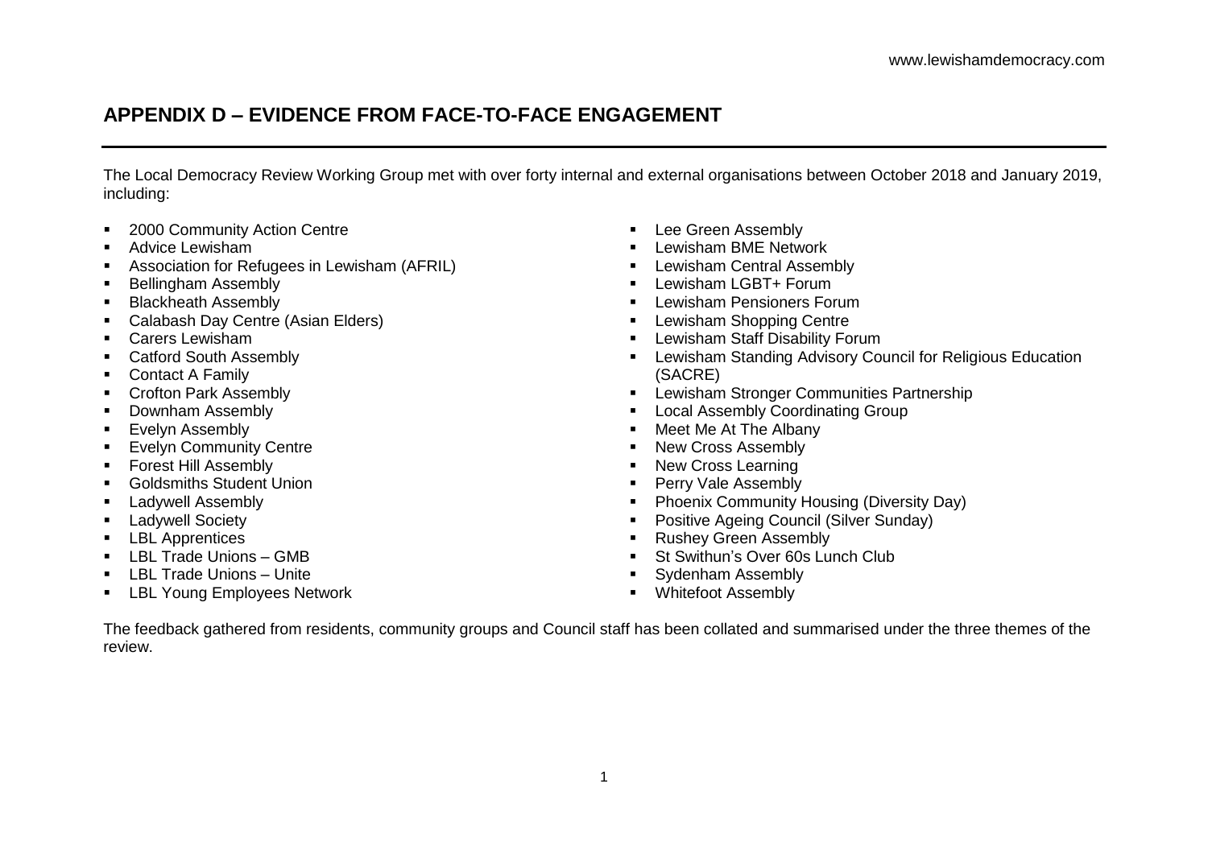## APPENDIX D – EVIDENCE FROM FACE-TO-FACE ENGAGEMENT

The Local Democracy Review Working Group met with over forty internal and external organisations between October 2018 and January 2019, including:

- 2000 Community Action Centre
- Advice Lewisham
- Association for Refugees in Lewisham (AFRIL)
- Bellingham Assembly
- Blackheath Assembly
- Calabash Day Centre (Asian Elders)
- Carers Lewisham
- Catford South Assembly
- Contact A Family
- Crofton Park Assembly
- Downham Assembly
- Evelyn Assembly
- Evelyn Community Centre
- Forest Hill Assembly
- Goldsmiths Student Union
- Ladywell Assembly
- Ladywell Society
- LBL Apprentices
- LBL Trade Unions – GMB
- LBL Trade Unions – Unite
- LBL Young Employees Network
- Lee Green Assembly
- Lewisham BME Network
- Lewisham Central Assembly
- Lewisham LGBT+ Forum
- Lewisham Pensioners Forum
- Lewisham Shopping Centre
- Lewisham Staff Disability Forum
- Lewisham Standing Advisory Council for Religious Education (SACRE)
- Lewisham Stronger Communities Partnership
- Local Assembly Coordinating Group
- Meet Me At The Albany
- New Cross Assembly
- New Cross Learning
- Perry Vale Assembly
- Phoenix Community Housing (Diversity Day)
- Positive Ageing Council (Silver Sunday)
- Rushey Green Assembly
- St Swithun's Over 60s Lunch Club
- Sydenham Assembly
- Whitefoot Assembly

The feedback gathered from residents, community groups and Council staff has been collated and summarised under the three themes of the review.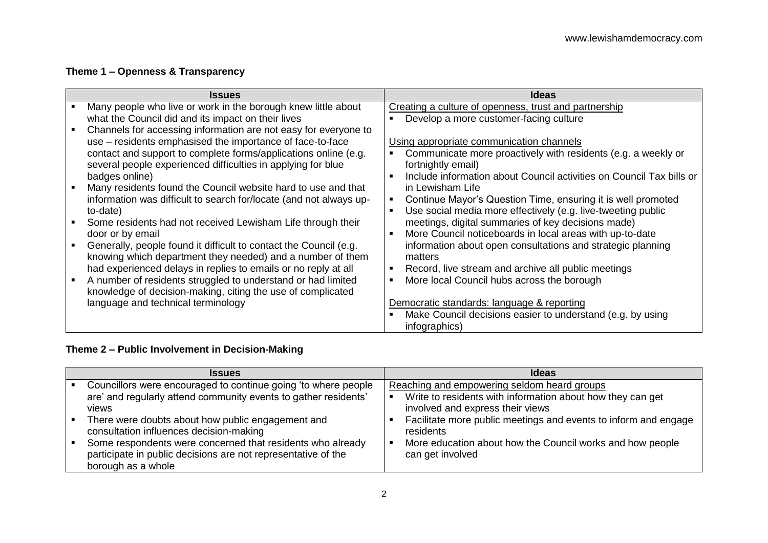## Theme 1 – Openness & Transparency

| Issues | Ideas |
| --- | --- |
| • Many people who live or work in the borough knew little about what the Council did and its impact on their lives<br>• Channels for accessing information are not easy for everyone to use – residents emphasised the importance of face-to-face contact and support to complete forms/applications online (e.g. several people experienced difficulties in applying for blue badges online)<br>• Many residents found the Council website hard to use and that information was difficult to search for/locate (and not always up-to-date)<br>• Some residents had not received Lewisham Life through their door or by email<br>• Generally, people found it difficult to contact the Council (e.g. knowing which department they needed) and a number of them had experienced delays in replies to emails or no reply at all<br>• A number of residents struggled to understand or had limited knowledge of decision-making, citing the use of complicated language and technical terminology | <u>Creating a culture of openness, trust and partnership</u><br>• Develop a more customer-facing culture<br><br><u>Using appropriate communication channels</u><br>• Communicate more proactively with residents (e.g. a weekly or fortnightly email)<br>• Include information about Council activities on Council Tax bills or in Lewisham Life<br>• Continue Mayor's Question Time, ensuring it is well promoted<br>• Use social media more effectively (e.g. live-tweeting public meetings, digital summaries of key decisions made)<br>• More Council noticeboards in local areas with up-to-date information about open consultations and strategic planning matters<br>• Record, live stream and archive all public meetings<br>• More local Council hubs across the borough<br><br><u>Democratic standards: language & reporting</u><br>• Make Council decisions easier to understand (e.g. by using infographics) |

## Theme 2 – Public Involvement in Decision-Making

| Issues | Ideas |
| --- | --- |
| • Councillors were encouraged to continue going 'to where people are' and regularly attend community events to gather residents' views<br>• There were doubts about how public engagement and consultation influences decision-making<br>• Some respondents were concerned that residents who already participate in public decisions are not representative of the borough as a whole | <u>Reaching and empowering seldom heard groups</u><br>• Write to residents with information about how they can get involved and express their views<br>• Facilitate more public meetings and events to inform and engage residents<br>• More education about how the Council works and how people can get involved |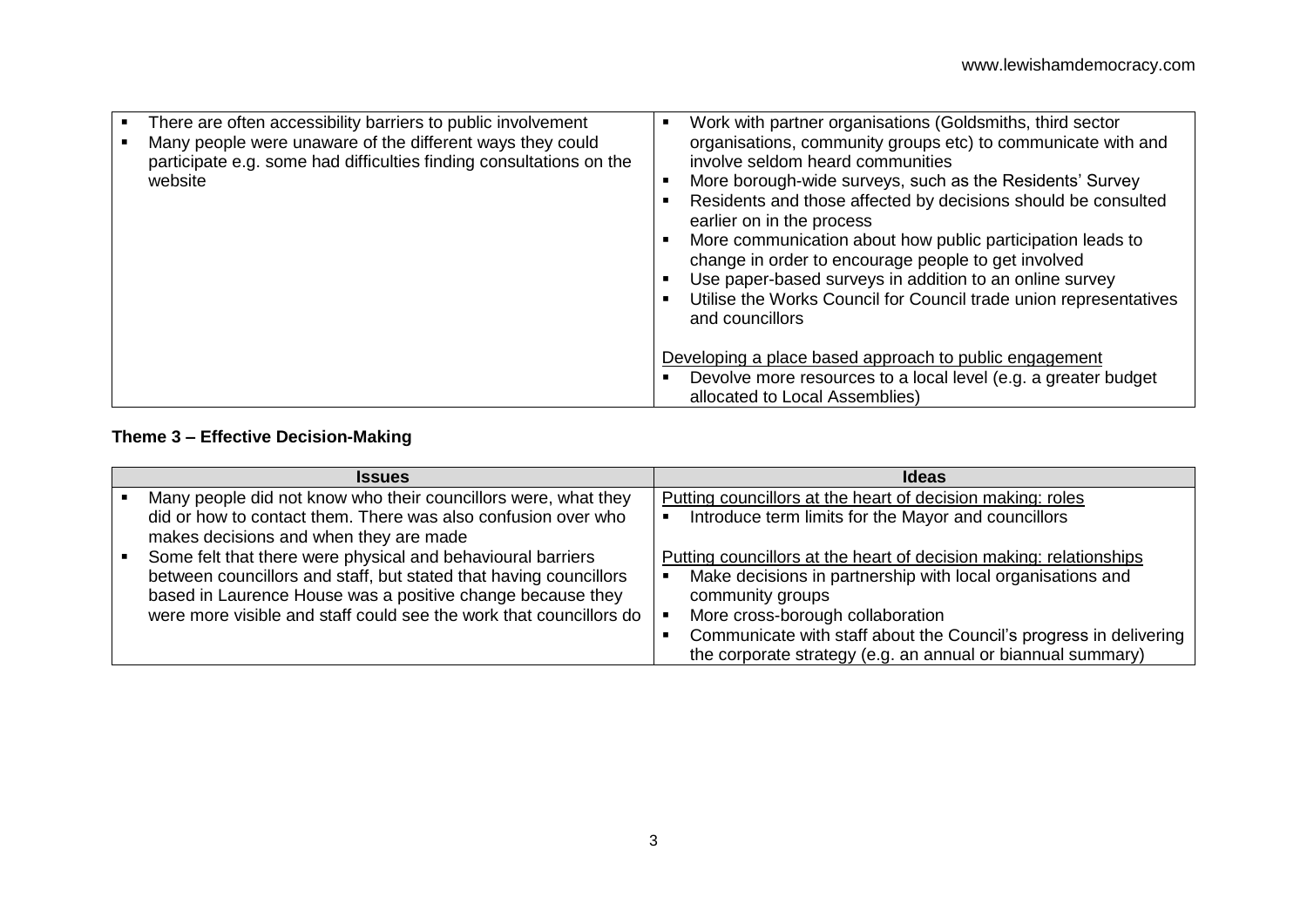| | |
|---|---|
| - There are often accessibility barriers to public involvement<br>- Many people were unaware of the different ways they could participate e.g. some had difficulties finding consultations on the website | - Work with partner organisations (Goldsmiths, third sector organisations, community groups etc) to communicate with and involve seldom heard communities<br>- More borough-wide surveys, such as the Residents' Survey<br>- Residents and those affected by decisions should be consulted earlier on in the process<br>- More communication about how public participation leads to change in order to encourage people to get involved<br>- Use paper-based surveys in addition to an online survey<br>- Utilise the Works Council for Council trade union representatives and councillors<br><br><u>Developing a place based approach to public engagement</u><br>- Devolve more resources to a local level (e.g. a greater budget allocated to Local Assemblies) |

**Theme 3 – Effective Decision-Making**

| Issues | Ideas |
|---|---|
| - Many people did not know who their councillors were, what they did or how to contact them. There was also confusion over who makes decisions and when they are made<br>- Some felt that there were physical and behavioural barriers between councillors and staff, but stated that having councillors based in Laurence House was a positive change because they were more visible and staff could see the work that councillors do | <u>Putting councillors at the heart of decision making: roles</u><br>- Introduce term limits for the Mayor and councillors<br><br><u>Putting councillors at the heart of decision making: relationships</u><br>- Make decisions in partnership with local organisations and community groups<br>- More cross-borough collaboration<br>- Communicate with staff about the Council's progress in delivering the corporate strategy (e.g. an annual or biannual summary) |